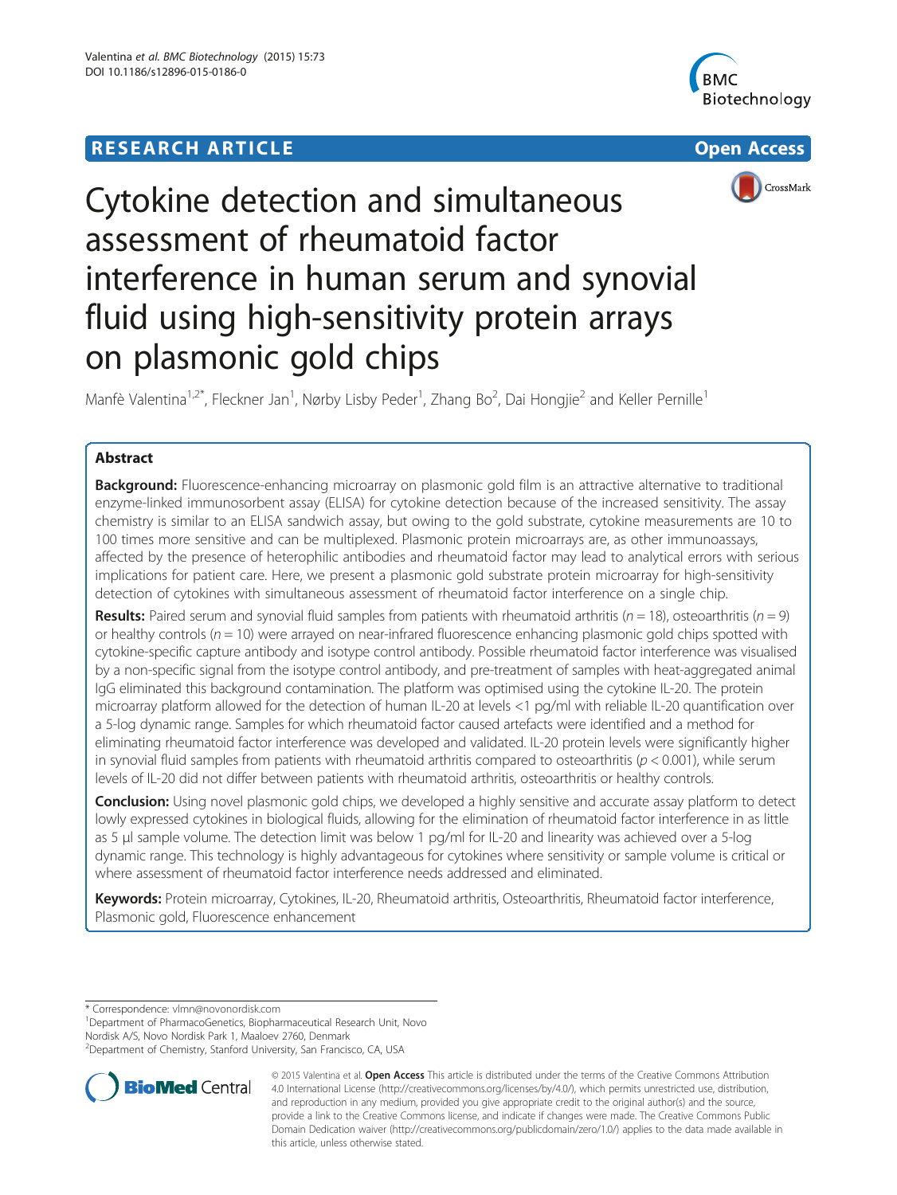**RESEARCH ARTICLE** **Open Access**

# Cytokine detection and simultaneous assessment of rheumatoid factor interference in human serum and synovial fluid using high-sensitivity protein arrays on plasmonic gold chips

Manfè Valentina[1,2*], Fleckner Jan[1], Nørby Lisby Peder[1], Zhang Bo[2], Dai Hongjie[2] and Keller Pernille[1]

## Abstract

**Background:** Fluorescence-enhancing microarray on plasmonic gold film is an attractive alternative to traditional enzyme-linked immunosorbent assay (ELISA) for cytokine detection because of the increased sensitivity. The assay chemistry is similar to an ELISA sandwich assay, but owing to the gold substrate, cytokine measurements are 10 to 100 times more sensitive and can be multiplexed. Plasmonic protein microarrays are, as other immunoassays, affected by the presence of heterophilic antibodies and rheumatoid factor may lead to analytical errors with serious implications for patient care. Here, we present a plasmonic gold substrate protein microarray for high-sensitivity detection of cytokines with simultaneous assessment of rheumatoid factor interference on a single chip.

**Results:** Paired serum and synovial fluid samples from patients with rheumatoid arthritis ($n = 18$), osteoarthritis ($n = 9$) or healthy controls ($n = 10$) were arrayed on near-infrared fluorescence enhancing plasmonic gold chips spotted with cytokine-specific capture antibody and isotype control antibody. Possible rheumatoid factor interference was visualised by a non-specific signal from the isotype control antibody, and pre-treatment of samples with heat-aggregated animal IgG eliminated this background contamination. The platform was optimised using the cytokine IL-20. The protein microarray platform allowed for the detection of human IL-20 at levels <1 pg/ml with reliable IL-20 quantification over a 5-log dynamic range. Samples for which rheumatoid factor caused artefacts were identified and a method for eliminating rheumatoid factor interference was developed and validated. IL-20 protein levels were significantly higher in synovial fluid samples from patients with rheumatoid arthritis compared to osteoarthritis ($p < 0.001$), while serum levels of IL-20 did not differ between patients with rheumatoid arthritis, osteoarthritis or healthy controls.

**Conclusion:** Using novel plasmonic gold chips, we developed a highly sensitive and accurate assay platform to detect lowly expressed cytokines in biological fluids, allowing for the elimination of rheumatoid factor interference in as little as 5 μl sample volume. The detection limit was below 1 pg/ml for IL-20 and linearity was achieved over a 5-log dynamic range. This technology is highly advantageous for cytokines where sensitivity or sample volume is critical or where assessment of rheumatoid factor interference needs addressed and eliminated.

**Keywords:** Protein microarray, Cytokines, IL-20, Rheumatoid arthritis, Osteoarthritis, Rheumatoid factor interference, Plasmonic gold, Fluorescence enhancement

---

\* Correspondence: vlmn@novonordisk.com
[1]Department of PharmacoGenetics, Biopharmaceutical Research Unit, Novo Nordisk A/S, Novo Nordisk Park 1, Maaloev 2760, Denmark
[2]Department of Chemistry, Stanford University, San Francisco, CA, USA

© 2015 Valentina et al. **Open Access** This article is distributed under the terms of the Creative Commons Attribution 4.0 International License (http://creativecommons.org/licenses/by/4.0/), which permits unrestricted use, distribution, and reproduction in any medium, provided you give appropriate credit to the original author(s) and the source, provide a link to the Creative Commons license, and indicate if changes were made. The Creative Commons Public Domain Dedication waiver (http://creativecommons.org/publicdomain/zero/1.0/) applies to the data made available in this article, unless otherwise stated.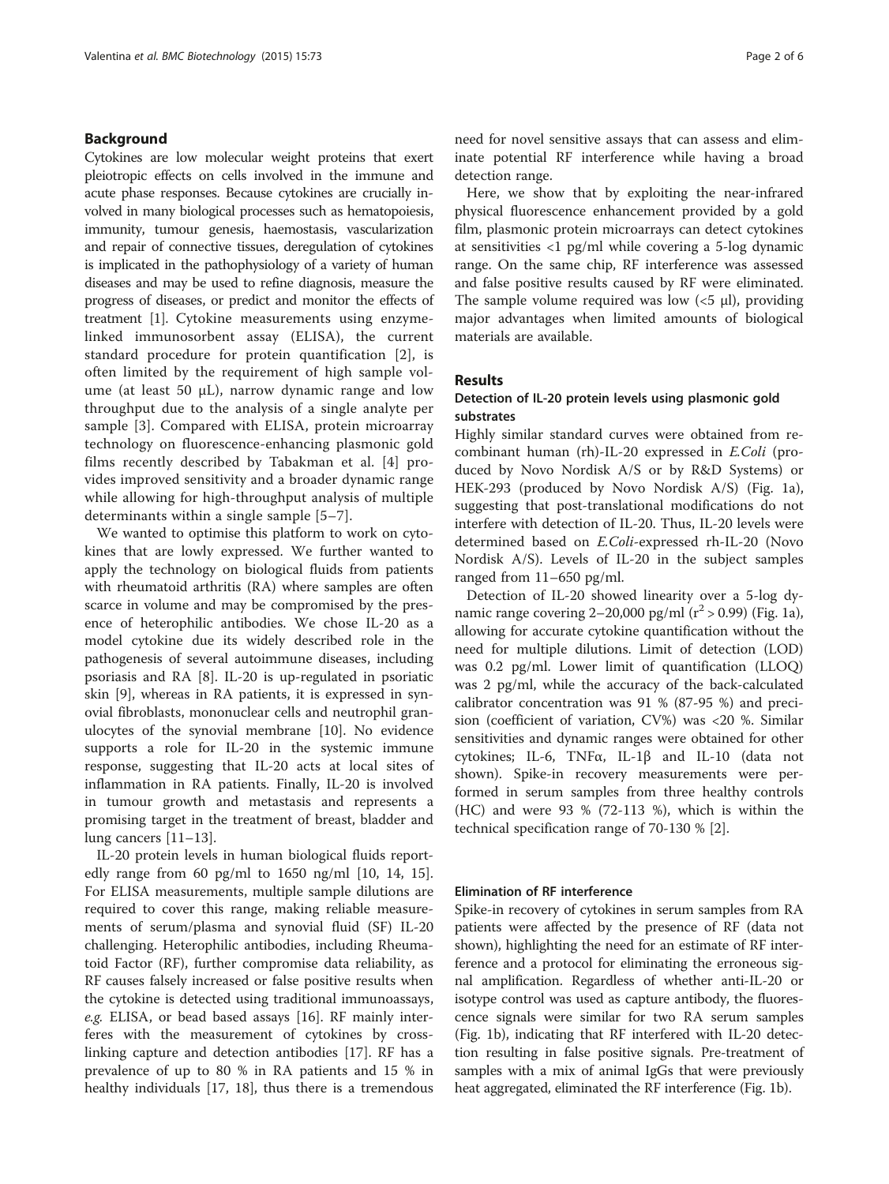## Background

Cytokines are low molecular weight proteins that exert pleiotropic effects on cells involved in the immune and acute phase responses. Because cytokines are crucially involved in many biological processes such as hematopoiesis, immunity, tumour genesis, haemostasis, vascularization and repair of connective tissues, deregulation of cytokines is implicated in the pathophysiology of a variety of human diseases and may be used to refine diagnosis, measure the progress of diseases, or predict and monitor the effects of treatment [1]. Cytokine measurements using enzyme-linked immunosorbent assay (ELISA), the current standard procedure for protein quantification [2], is often limited by the requirement of high sample volume (at least 50 μL), narrow dynamic range and low throughput due to the analysis of a single analyte per sample [3]. Compared with ELISA, protein microarray technology on fluorescence-enhancing plasmonic gold films recently described by Tabakman et al. [4] provides improved sensitivity and a broader dynamic range while allowing for high-throughput analysis of multiple determinants within a single sample [5–7].

We wanted to optimise this platform to work on cytokines that are lowly expressed. We further wanted to apply the technology on biological fluids from patients with rheumatoid arthritis (RA) where samples are often scarce in volume and may be compromised by the presence of heterophilic antibodies. We chose IL-20 as a model cytokine due its widely described role in the pathogenesis of several autoimmune diseases, including psoriasis and RA [8]. IL-20 is up-regulated in psoriatic skin [9], whereas in RA patients, it is expressed in synovial fibroblasts, mononuclear cells and neutrophil granulocytes of the synovial membrane [10]. No evidence supports a role for IL-20 in the systemic immune response, suggesting that IL-20 acts at local sites of inflammation in RA patients. Finally, IL-20 is involved in tumour growth and metastasis and represents a promising target in the treatment of breast, bladder and lung cancers [11–13].

IL-20 protein levels in human biological fluids reportedly range from 60 pg/ml to 1650 ng/ml [10, 14, 15]. For ELISA measurements, multiple sample dilutions are required to cover this range, making reliable measurements of serum/plasma and synovial fluid (SF) IL-20 challenging. Heterophilic antibodies, including Rheumatoid Factor (RF), further compromise data reliability, as RF causes falsely increased or false positive results when the cytokine is detected using traditional immunoassays, *e.g.* ELISA, or bead based assays [16]. RF mainly interferes with the measurement of cytokines by cross-linking capture and detection antibodies [17]. RF has a prevalence of up to 80 % in RA patients and 15 % in healthy individuals [17, 18], thus there is a tremendous need for novel sensitive assays that can assess and eliminate potential RF interference while having a broad detection range.

Here, we show that by exploiting the near-infrared physical fluorescence enhancement provided by a gold film, plasmonic protein microarrays can detect cytokines at sensitivities <1 pg/ml while covering a 5-log dynamic range. On the same chip, RF interference was assessed and false positive results caused by RF were eliminated. The sample volume required was low (<5 μl), providing major advantages when limited amounts of biological materials are available.

## Results

### Detection of IL-20 protein levels using plasmonic gold substrates

Highly similar standard curves were obtained from recombinant human (rh)-IL-20 expressed in *E.Coli* (produced by Novo Nordisk A/S or by R&D Systems) or HEK-293 (produced by Novo Nordisk A/S) (Fig. 1a), suggesting that post-translational modifications do not interfere with detection of IL-20. Thus, IL-20 levels were determined based on *E.Coli*-expressed rh-IL-20 (Novo Nordisk A/S). Levels of IL-20 in the subject samples ranged from 11–650 pg/ml.

Detection of IL-20 showed linearity over a 5-log dynamic range covering 2–20,000 pg/ml ($r^2 > 0.99$) (Fig. 1a), allowing for accurate cytokine quantification without the need for multiple dilutions. Limit of detection (LOD) was 0.2 pg/ml. Lower limit of quantification (LLOQ) was 2 pg/ml, while the accuracy of the back-calculated calibrator concentration was 91 % (87-95 %) and precision (coefficient of variation, CV%) was <20 %. Similar sensitivities and dynamic ranges were obtained for other cytokines; IL-6, TNFα, IL-1β and IL-10 (data not shown). Spike-in recovery measurements were performed in serum samples from three healthy controls (HC) and were 93 % (72-113 %), which is within the technical specification range of 70-130 % [2].

### Elimination of RF interference

Spike-in recovery of cytokines in serum samples from RA patients were affected by the presence of RF (data not shown), highlighting the need for an estimate of RF interference and a protocol for eliminating the erroneous signal amplification. Regardless of whether anti-IL-20 or isotype control was used as capture antibody, the fluorescence signals were similar for two RA serum samples (Fig. 1b), indicating that RF interfered with IL-20 detection resulting in false positive signals. Pre-treatment of samples with a mix of animal IgGs that were previously heat aggregated, eliminated the RF interference (Fig. 1b).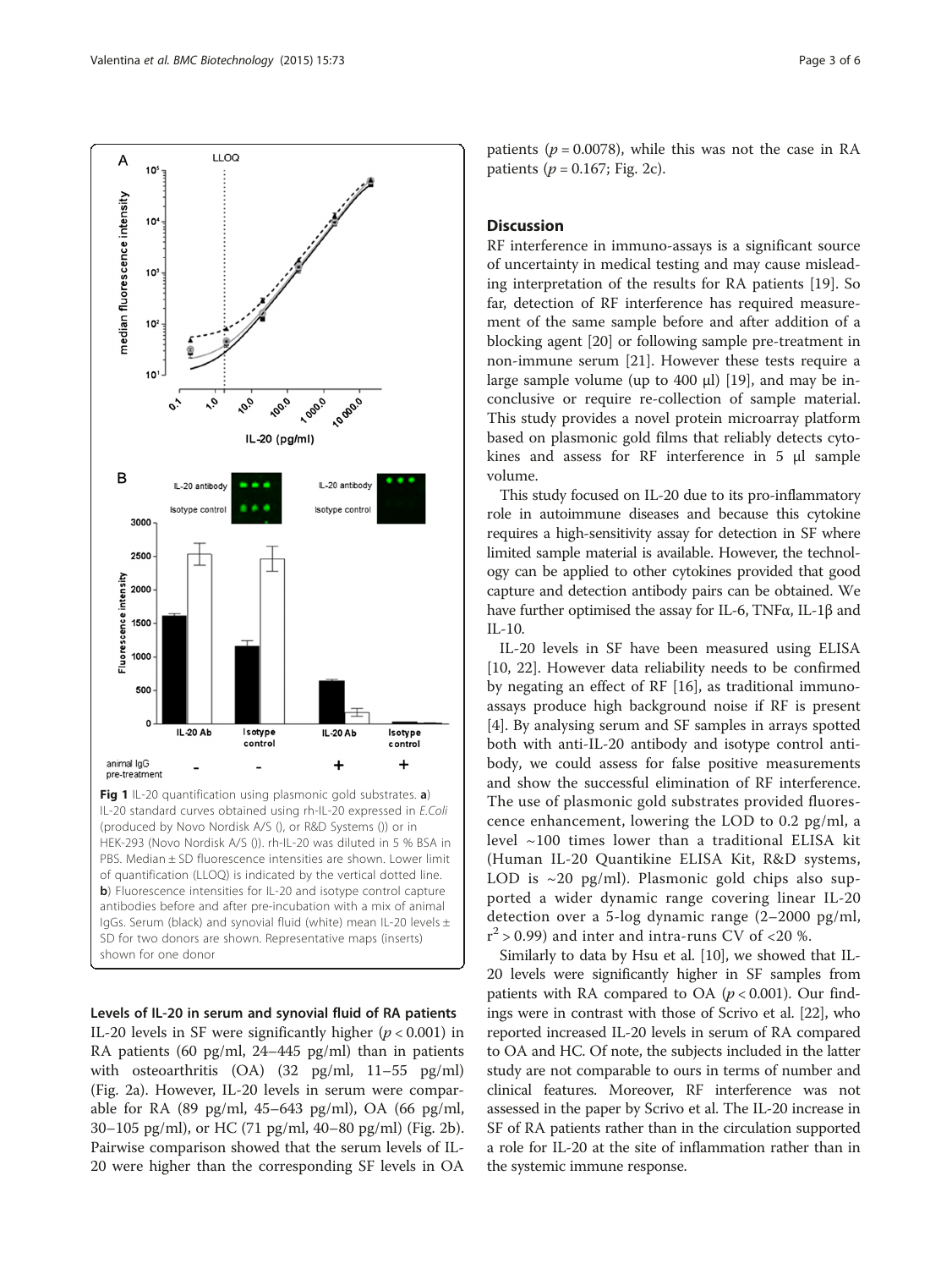**Fig 1** IL-20 quantification using plasmonic gold substrates. **a**) IL-20 standard curves obtained using rh-IL-20 expressed in *E.Coli* (produced by Novo Nordisk A/S (), or R&D Systems ()) or in HEK-293 (Novo Nordisk A/S ()). rh-IL-20 was diluted in 5 % BSA in PBS. Median ± SD fluorescence intensities are shown. Lower limit of quantification (LLOQ) is indicated by the vertical dotted line. **b**) Fluorescence intensities for IL-20 and isotype control capture antibodies before and after pre-incubation with a mix of animal IgGs. Serum (black) and synovial fluid (white) mean IL-20 levels ± SD for two donors are shown. Representative maps (inserts) shown for one donor

### Levels of IL-20 in serum and synovial fluid of RA patients

IL-20 levels in SF were significantly higher ($p < 0.001$) in RA patients (60 pg/ml, 24–445 pg/ml) than in patients with osteoarthritis (OA) (32 pg/ml, 11–55 pg/ml) (Fig. 2a). However, IL-20 levels in serum were comparable for RA (89 pg/ml, 45–643 pg/ml), OA (66 pg/ml, 30–105 pg/ml), or HC (71 pg/ml, 40–80 pg/ml) (Fig. 2b). Pairwise comparison showed that the serum levels of IL-20 were higher than the corresponding SF levels in OA patients ($p = 0.0078$), while this was not the case in RA patients ($p = 0.167$; Fig. 2c).

## Discussion

RF interference in immuno-assays is a significant source of uncertainty in medical testing and may cause misleading interpretation of the results for RA patients [19]. So far, detection of RF interference has required measurement of the same sample before and after addition of a blocking agent [20] or following sample pre-treatment in non-immune serum [21]. However these tests require a large sample volume (up to 400 μl) [19], and may be inconclusive or require re-collection of sample material. This study provides a novel protein microarray platform based on plasmonic gold films that reliably detects cytokines and assess for RF interference in 5 μl sample volume.

This study focused on IL-20 due to its pro-inflammatory role in autoimmune diseases and because this cytokine requires a high-sensitivity assay for detection in SF where limited sample material is available. However, the technology can be applied to other cytokines provided that good capture and detection antibody pairs can be obtained. We have further optimised the assay for IL-6, TNFα, IL-1β and IL-10.

IL-20 levels in SF have been measured using ELISA [10, 22]. However data reliability needs to be confirmed by negating an effect of RF [16], as traditional immunoassays produce high background noise if RF is present [4]. By analysing serum and SF samples in arrays spotted both with anti-IL-20 antibody and isotype control antibody, we could assess for false positive measurements and show the successful elimination of RF interference. The use of plasmonic gold substrates provided fluorescence enhancement, lowering the LOD to 0.2 pg/ml, a level ~100 times lower than a traditional ELISA kit (Human IL-20 Quantikine ELISA Kit, R&D systems, LOD is ~20 pg/ml). Plasmonic gold chips also supported a wider dynamic range covering linear IL-20 detection over a 5-log dynamic range (2–2000 pg/ml, $r^2 > 0.99$) and inter and intra-runs CV of <20 %.

Similarly to data by Hsu et al. [10], we showed that IL-20 levels were significantly higher in SF samples from patients with RA compared to OA ($p < 0.001$). Our findings were in contrast with those of Scrivo et al. [22], who reported increased IL-20 levels in serum of RA compared to OA and HC. Of note, the subjects included in the latter study are not comparable to ours in terms of number and clinical features. Moreover, RF interference was not assessed in the paper by Scrivo et al. The IL-20 increase in SF of RA patients rather than in the circulation supported a role for IL-20 at the site of inflammation rather than in the systemic immune response.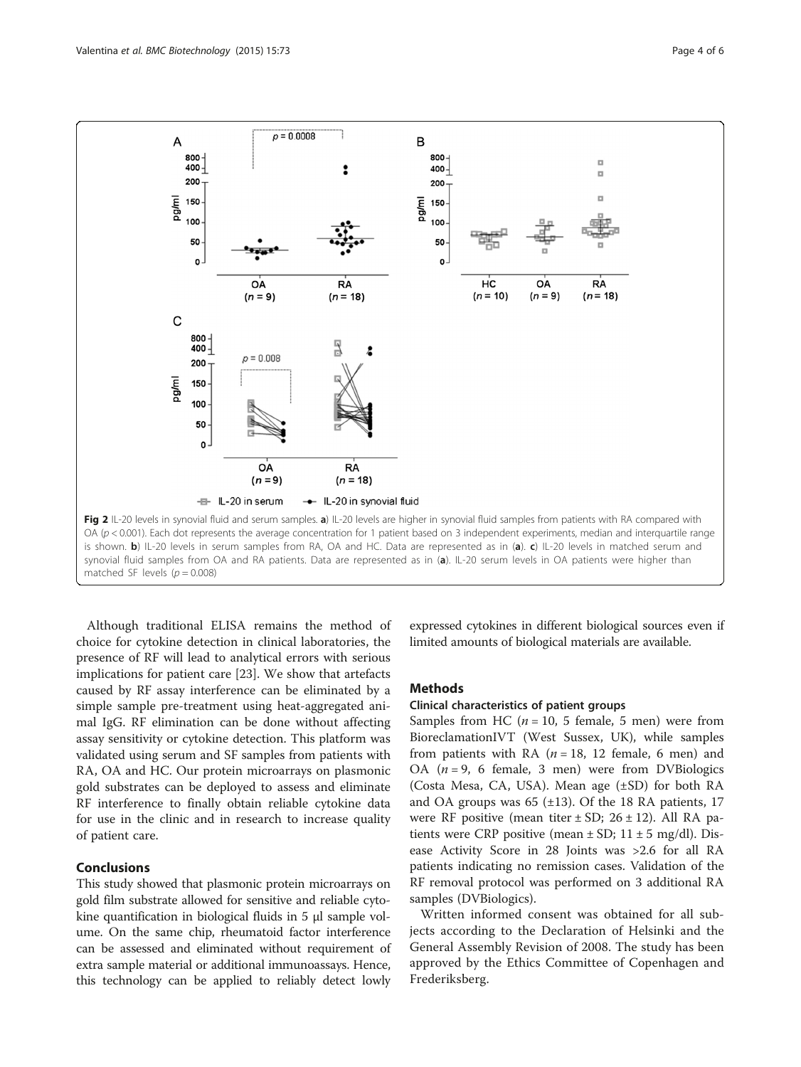Fig 2 IL-20 levels in synovial fluid and serum samples. **a**) IL-20 levels are higher in synovial fluid samples from patients with RA compared with OA ($p < 0.001$). Each dot represents the average concentration for 1 patient based on 3 independent experiments, median and interquartile range is shown. **b**) IL-20 levels in serum samples from RA, OA and HC. Data are represented as in (**a**). **c**) IL-20 levels in matched serum and synovial fluid samples from OA and RA patients. Data are represented as in (**a**). IL-20 serum levels in OA patients were higher than matched SF levels ($p = 0.008$)

Although traditional ELISA remains the method of choice for cytokine detection in clinical laboratories, the presence of RF will lead to analytical errors with serious implications for patient care [23]. We show that artefacts caused by RF assay interference can be eliminated by a simple sample pre-treatment using heat-aggregated animal IgG. RF elimination can be done without affecting assay sensitivity or cytokine detection. This platform was validated using serum and SF samples from patients with RA, OA and HC. Our protein microarrays on plasmonic gold substrates can be deployed to assess and eliminate RF interference to finally obtain reliable cytokine data for use in the clinic and in research to increase quality of patient care.

## Conclusions

This study showed that plasmonic protein microarrays on gold film substrate allowed for sensitive and reliable cytokine quantification in biological fluids in 5 μl sample volume. On the same chip, rheumatoid factor interference can be assessed and eliminated without requirement of extra sample material or additional immunoassays. Hence, this technology can be applied to reliably detect lowly expressed cytokines in different biological sources even if limited amounts of biological materials are available.

## Methods

### Clinical characteristics of patient groups

Samples from HC ($n = 10$, 5 female, 5 men) were from BioreclamationIVT (West Sussex, UK), while samples from patients with RA ($n = 18$, 12 female, 6 men) and OA ($n = 9$, 6 female, 3 men) were from DVBiologics (Costa Mesa, CA, USA). Mean age (±SD) for both RA and OA groups was 65 (±13). Of the 18 RA patients, 17 were RF positive (mean titer ± SD; 26 ± 12). All RA patients were CRP positive (mean ± SD; 11 ± 5 mg/dl). Disease Activity Score in 28 Joints was >2.6 for all RA patients indicating no remission cases. Validation of the RF removal protocol was performed on 3 additional RA samples (DVBiologics).

Written informed consent was obtained for all subjects according to the Declaration of Helsinki and the General Assembly Revision of 2008. The study has been approved by the Ethics Committee of Copenhagen and Frederiksberg.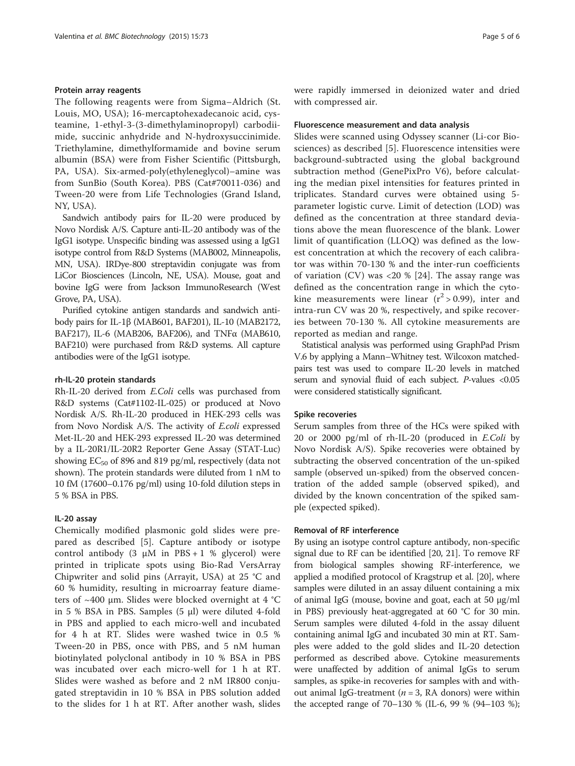### Protein array reagents

The following reagents were from Sigma–Aldrich (St. Louis, MO, USA); 16-mercaptohexadecanoic acid, cysteamine, 1-ethyl-3-(3-dimethylaminopropyl) carbodiimide, succinic anhydride and N-hydroxysuccinimide. Triethylamine, dimethylformamide and bovine serum albumin (BSA) were from Fisher Scientific (Pittsburgh, PA, USA). Six-armed-poly(ethyleneglycol)–amine was from SunBio (South Korea). PBS (Cat#70011-036) and Tween-20 were from Life Technologies (Grand Island, NY, USA).

Sandwich antibody pairs for IL-20 were produced by Novo Nordisk A/S. Capture anti-IL-20 antibody was of the IgG1 isotype. Unspecific binding was assessed using a IgG1 isotype control from R&D Systems (MAB002, Minneapolis, MN, USA). IRDye-800 streptavidin conjugate was from LiCor Biosciences (Lincoln, NE, USA). Mouse, goat and bovine IgG were from Jackson ImmunoResearch (West Grove, PA, USA).

Purified cytokine antigen standards and sandwich antibody pairs for IL-1β (MAB601, BAF201), IL-10 (MAB2172, BAF217), IL-6 (MAB206, BAF206), and TNFα (MAB610, BAF210) were purchased from R&D systems. All capture antibodies were of the IgG1 isotype.

### rh-IL-20 protein standards

Rh-IL-20 derived from *E.Coli* cells was purchased from R&D systems (Cat#1102-IL-025) or produced at Novo Nordisk A/S. Rh-IL-20 produced in HEK-293 cells was from Novo Nordisk A/S. The activity of *E.coli* expressed Met-IL-20 and HEK-293 expressed IL-20 was determined by a IL-20R1/IL-20R2 Reporter Gene Assay (STAT-Luc) showing $EC_{50}$ of 896 and 819 pg/ml, respectively (data not shown). The protein standards were diluted from 1 nM to 10 fM (17600–0.176 pg/ml) using 10-fold dilution steps in 5 % BSA in PBS.

### IL-20 assay

Chemically modified plasmonic gold slides were prepared as described [5]. Capture antibody or isotype control antibody (3 μM in PBS + 1 % glycerol) were printed in triplicate spots using Bio-Rad VersArray Chipwriter and solid pins (Arrayit, USA) at 25 °C and 60 % humidity, resulting in microarray feature diameters of ~400 μm. Slides were blocked overnight at 4 °C in 5 % BSA in PBS. Samples (5 μl) were diluted 4-fold in PBS and applied to each micro-well and incubated for 4 h at RT. Slides were washed twice in 0.5 % Tween-20 in PBS, once with PBS, and 5 nM human biotinylated polyclonal antibody in 10 % BSA in PBS was incubated over each micro-well for 1 h at RT. Slides were washed as before and 2 nM IR800 conjugated streptavidin in 10 % BSA in PBS solution added to the slides for 1 h at RT. After another wash, slides were rapidly immersed in deionized water and dried with compressed air.

### Fluorescence measurement and data analysis

Slides were scanned using Odyssey scanner (Li-cor Biosciences) as described [5]. Fluorescence intensities were background-subtracted using the global background subtraction method (GenePixPro V6), before calculating the median pixel intensities for features printed in triplicates. Standard curves were obtained using 5-parameter logistic curve. Limit of detection (LOD) was defined as the concentration at three standard deviations above the mean fluorescence of the blank. Lower limit of quantification (LLOQ) was defined as the lowest concentration at which the recovery of each calibrator was within 70-130 % and the inter-run coefficients of variation (CV) was <20 % [24]. The assay range was defined as the concentration range in which the cytokine measurements were linear ($r^2 > 0.99$), inter and intra-run CV was 20 %, respectively, and spike recoveries between 70-130 %. All cytokine measurements are reported as median and range.

Statistical analysis was performed using GraphPad Prism V.6 by applying a Mann–Whitney test. Wilcoxon matched-pairs test was used to compare IL-20 levels in matched serum and synovial fluid of each subject. *P*-values <0.05 were considered statistically significant.

### Spike recoveries

Serum samples from three of the HCs were spiked with 20 or 2000 pg/ml of rh-IL-20 (produced in *E.Coli* by Novo Nordisk A/S). Spike recoveries were obtained by subtracting the observed concentration of the un-spiked sample (observed un-spiked) from the observed concentration of the added sample (observed spiked), and divided by the known concentration of the spiked sample (expected spiked).

### Removal of RF interference

By using an isotype control capture antibody, non-specific signal due to RF can be identified [20, 21]. To remove RF from biological samples showing RF-interference, we applied a modified protocol of Kragstrup et al. [20], where samples were diluted in an assay diluent containing a mix of animal IgG (mouse, bovine and goat, each at 50 μg/ml in PBS) previously heat-aggregated at 60 °C for 30 min. Serum samples were diluted 4-fold in the assay diluent containing animal IgG and incubated 30 min at RT. Samples were added to the gold slides and IL-20 detection performed as described above. Cytokine measurements were unaffected by addition of animal IgGs to serum samples, as spike-in recoveries for samples with and without animal IgG-treatment ($n = 3$, RA donors) were within the accepted range of 70–130 % (IL-6, 99 % (94–103 %);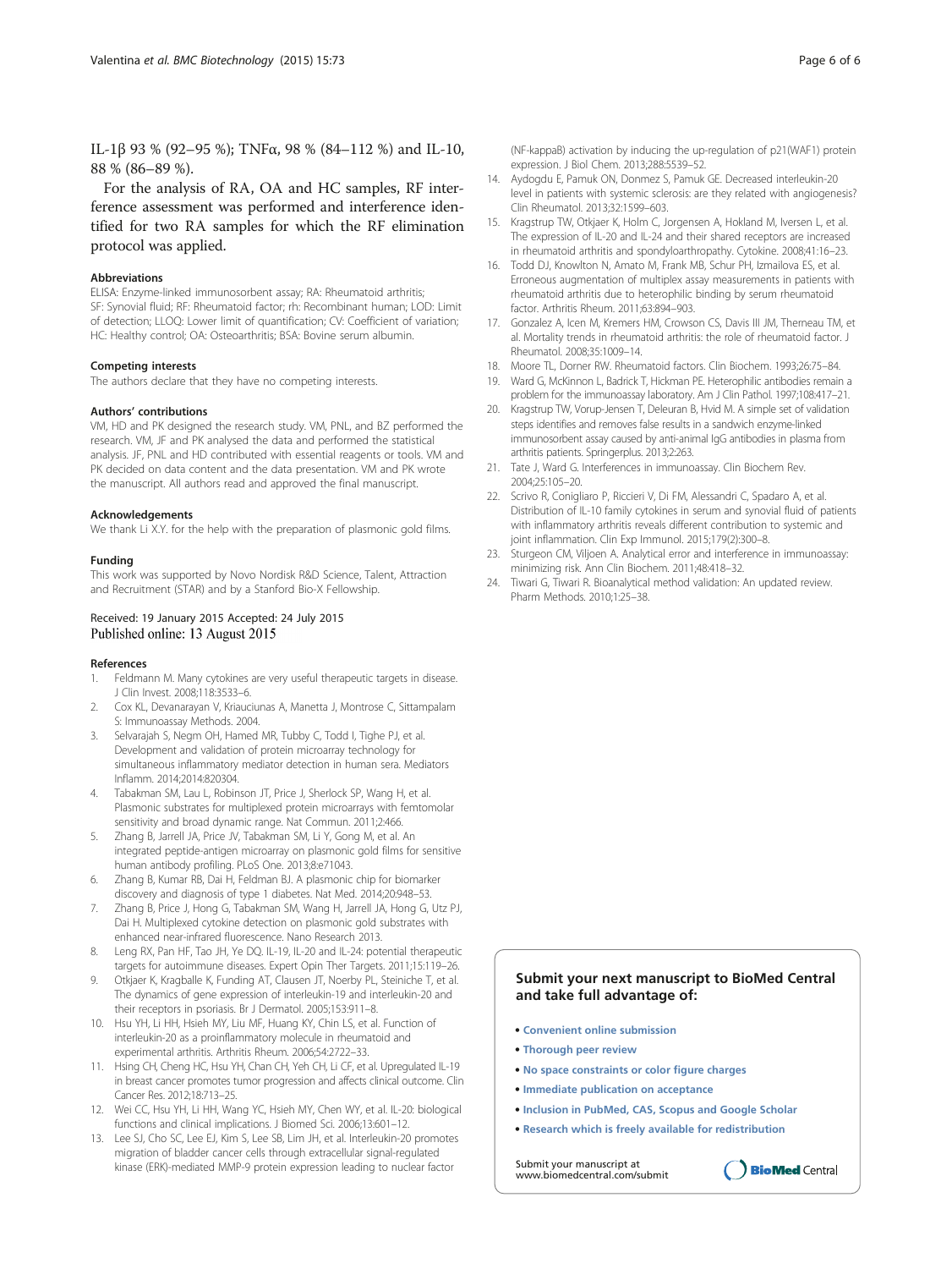IL-1β 93 % (92–95 %); TNFα, 98 % (84–112 %) and IL-10, 88 % (86–89 %).

For the analysis of RA, OA and HC samples, RF interference assessment was performed and interference identified for two RA samples for which the RF elimination protocol was applied.

### Abbreviations

ELISA: Enzyme-linked immunosorbent assay; RA: Rheumatoid arthritis; SF: Synovial fluid; RF: Rheumatoid factor; rh: Recombinant human; LOD: Limit of detection; LLOQ: Lower limit of quantification; CV: Coefficient of variation; HC: Healthy control; OA: Osteoarthritis; BSA: Bovine serum albumin.

### Competing interests

The authors declare that they have no competing interests.

### Authors' contributions

VM, HD and PK designed the research study. VM, PNL, and BZ performed the research. VM, JF and PK analysed the data and performed the statistical analysis. JF, PNL and HD contributed with essential reagents or tools. VM and PK decided on data content and the data presentation. VM and PK wrote the manuscript. All authors read and approved the final manuscript.

### Acknowledgements

We thank Li X.Y. for the help with the preparation of plasmonic gold films.

### Funding

This work was supported by Novo Nordisk R&D Science, Talent, Attraction and Recruitment (STAR) and by a Stanford Bio-X Fellowship.

Received: 19 January 2015 Accepted: 24 July 2015
Published online: 13 August 2015

### References

1. Feldmann M. Many cytokines are very useful therapeutic targets in disease. J Clin Invest. 2008;118:3533–6.
2. Cox KL, Devanarayan V, Kriauciunas A, Manetta J, Montrose C, Sittampalam S: Immunoassay Methods. 2004.
3. Selvarajah S, Negm OH, Hamed MR, Tubby C, Todd I, Tighe PJ, et al. Development and validation of protein microarray technology for simultaneous inflammatory mediator detection in human sera. Mediators Inflamm. 2014;2014:820304.
4. Tabakman SM, Lau L, Robinson JT, Price J, Sherlock SP, Wang H, et al. Plasmonic substrates for multiplexed protein microarrays with femtomolar sensitivity and broad dynamic range. Nat Commun. 2011;2:466.
5. Zhang B, Jarrell JA, Price JV, Tabakman SM, Li Y, Gong M, et al. An integrated peptide-antigen microarray on plasmonic gold films for sensitive human antibody profiling. PLoS One. 2013;8:e71043.
6. Zhang B, Kumar RB, Dai H, Feldman BJ. A plasmonic chip for biomarker discovery and diagnosis of type 1 diabetes. Nat Med. 2014;20:948–53.
7. Zhang B, Price J, Hong G, Tabakman SM, Wang H, Jarrell JA, Hong G, Utz PJ, Dai H. Multiplexed cytokine detection on plasmonic gold substrates with enhanced near-infrared fluorescence. Nano Research 2013.
8. Leng RX, Pan HF, Tao JH, Ye DQ. IL-19, IL-20 and IL-24: potential therapeutic targets for autoimmune diseases. Expert Opin Ther Targets. 2011;15:119–26.
9. Otkjaer K, Kragballe K, Funding AT, Clausen JT, Noerby PL, Steiniche T, et al. The dynamics of gene expression of interleukin-19 and interleukin-20 and their receptors in psoriasis. Br J Dermatol. 2005;153:911–8.
10. Hsu YH, Li HH, Hsieh MY, Liu MF, Huang KY, Chin LS, et al. Function of interleukin-20 as a proinflammatory molecule in rheumatoid and experimental arthritis. Arthritis Rheum. 2006;54:2722–33.
11. Hsing CH, Cheng HC, Hsu YH, Chan CH, Yeh CH, Li CF, et al. Upregulated IL-19 in breast cancer promotes tumor progression and affects clinical outcome. Clin Cancer Res. 2012;18:713–25.
12. Wei CC, Hsu YH, Li HH, Wang YC, Hsieh MY, Chen WY, et al. IL-20: biological functions and clinical implications. J Biomed Sci. 2006;13:601–12.
13. Lee SJ, Cho SC, Lee EJ, Kim S, Lee SB, Lim JH, et al. Interleukin-20 promotes migration of bladder cancer cells through extracellular signal-regulated kinase (ERK)-mediated MMP-9 protein expression leading to nuclear factor (NF-kappaB) activation by inducing the up-regulation of p21(WAF1) protein expression. J Biol Chem. 2013;288:5539–52.
14. Aydogdu E, Pamuk ON, Donmez S, Pamuk GE. Decreased interleukin-20 level in patients with systemic sclerosis: are they related with angiogenesis? Clin Rheumatol. 2013;32:1599–603.
15. Kragstrup TW, Otkjaer K, Holm C, Jorgensen A, Hokland M, Iversen L, et al. The expression of IL-20 and IL-24 and their shared receptors are increased in rheumatoid arthritis and spondyloarthropathy. Cytokine. 2008;41:16–23.
16. Todd DJ, Knowlton N, Amato M, Frank MB, Schur PH, Izmailova ES, et al. Erroneous augmentation of multiplex assay measurements in patients with rheumatoid arthritis due to heterophilic binding by serum rheumatoid factor. Arthritis Rheum. 2011;63:894–903.
17. Gonzalez A, Icen M, Kremers HM, Crowson CS, Davis III JM, Therneau TM, et al. Mortality trends in rheumatoid arthritis: the role of rheumatoid factor. J Rheumatol. 2008;35:1009–14.
18. Moore TL, Dorner RW. Rheumatoid factors. Clin Biochem. 1993;26:75–84.
19. Ward G, McKinnon L, Badrick T, Hickman PE. Heterophilic antibodies remain a problem for the immunoassay laboratory. Am J Clin Pathol. 1997;108:417–21.
20. Kragstrup TW, Vorup-Jensen T, Deleuran B, Hvid M. A simple set of validation steps identifies and removes false results in a sandwich enzyme-linked immunosorbent assay caused by anti-animal IgG antibodies in plasma from arthritis patients. Springerplus. 2013;2:263.
21. Tate J, Ward G. Interferences in immunoassay. Clin Biochem Rev. 2004;25:105–20.
22. Scrivo R, Conigliaro P, Riccieri V, Di FM, Alessandri C, Spadaro A, et al. Distribution of IL-10 family cytokines in serum and synovial fluid of patients with inflammatory arthritis reveals different contribution to systemic and joint inflammation. Clin Exp Immunol. 2015;179(2):300–8.
23. Sturgeon CM, Viljoen A. Analytical error and interference in immunoassay: minimizing risk. Ann Clin Biochem. 2011;48:418–32.
24. Tiwari G, Tiwari R. Bioanalytical method validation: An updated review. Pharm Methods. 2010;1:25–38.

**Submit your next manuscript to BioMed Central and take full advantage of:**

- **Convenient online submission**
- **Thorough peer review**
- **No space constraints or color figure charges**
- **Immediate publication on acceptance**
- **Inclusion in PubMed, CAS, Scopus and Google Scholar**
- **Research which is freely available for redistribution**

Submit your manuscript at
www.biomedcentral.com/submit

BioMed Central